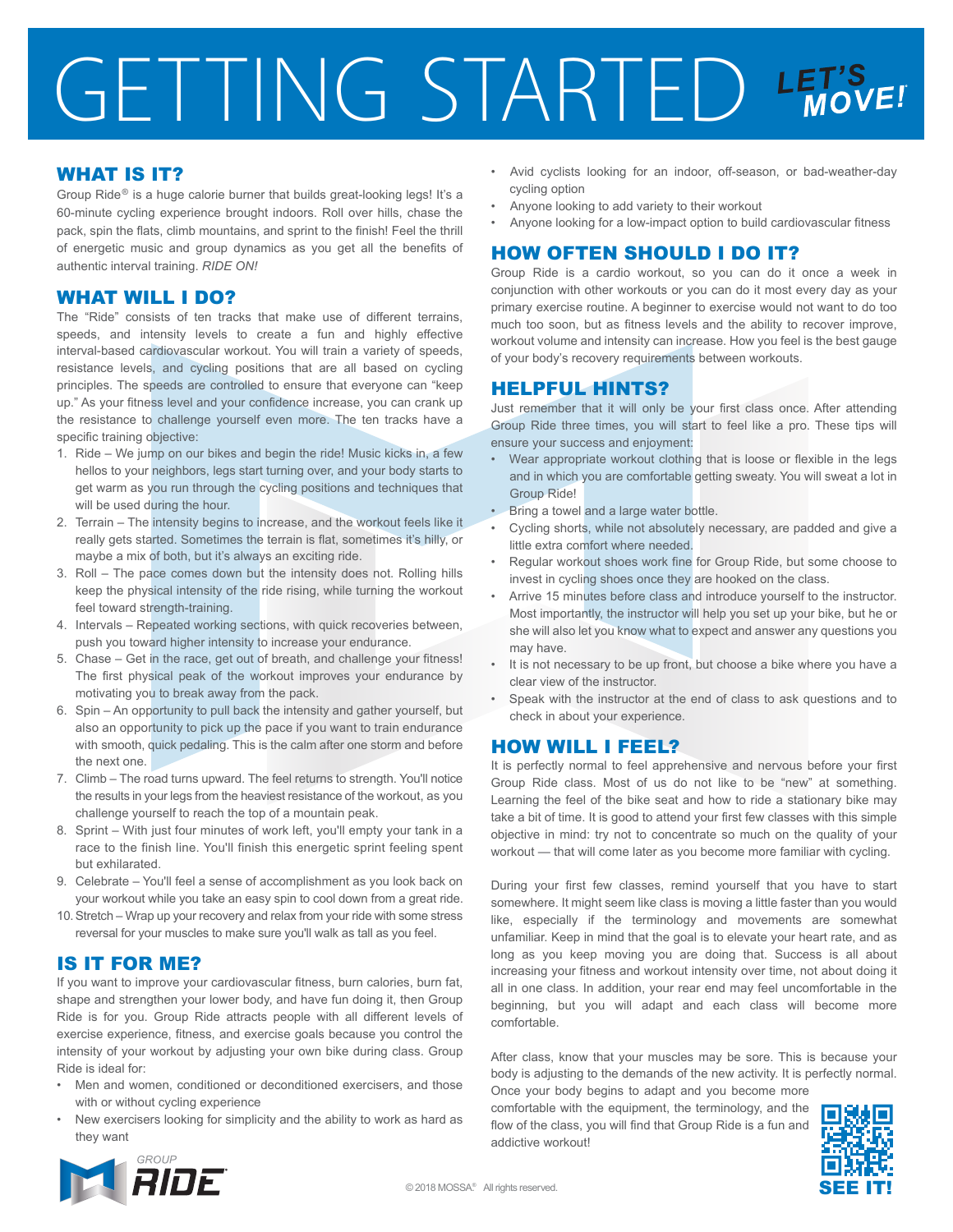# GETTING STARTED

LET'S MOVE!

## WHAT IS IT?

Group Ride® is a huge calorie burner that builds great-looking legs! It's a 60-minute cycling experience brought indoors. Roll over hills, chase the pack, spin the flats, climb mountains, and sprint to the finish! Feel the thrill of energetic music and group dynamics as you get all the benefits of authentic interval training. *RIDE ON!*

## WHAT WILL I DO?

The "Ride" consists of ten tracks that make use of different terrains, speeds, and intensity levels to create a fun and highly effective interval-based cardiovascular workout. You will train a variety of speeds, resistance levels, and cycling positions that are all based on cycling principles. The speeds are controlled to ensure that everyone can "keep up." As your fitness level and your confidence increase, you can crank up the resistance to challenge yourself even more. The ten tracks have a specific training objective:

1. Ride – We jump on our bikes and begin the ride! Music kicks in, a few hellos to your neighbors, legs start turning over, and your body starts to get warm as you run through the cycling positions and techniques that will be used during the hour.
2. Terrain – The intensity begins to increase, and the workout feels like it really gets started. Sometimes the terrain is flat, sometimes it's hilly, or maybe a mix of both, but it's always an exciting ride.
3. Roll – The pace comes down but the intensity does not. Rolling hills keep the physical intensity of the ride rising, while turning the workout feel toward strength-training.
4. Intervals – Repeated working sections, with quick recoveries between, push you toward higher intensity to increase your endurance.
5. Chase – Get in the race, get out of breath, and challenge your fitness! The first physical peak of the workout improves your endurance by motivating you to break away from the pack.
6. Spin – An opportunity to pull back the intensity and gather yourself, but also an opportunity to pick up the pace if you want to train endurance with smooth, quick pedaling. This is the calm after one storm and before the next one.
7. Climb – The road turns upward. The feel returns to strength. You'll notice the results in your legs from the heaviest resistance of the workout, as you challenge yourself to reach the top of a mountain peak.
8. Sprint – With just four minutes of work left, you'll empty your tank in a race to the finish line. You'll finish this energetic sprint feeling spent but exhilarated.
9. Celebrate – You'll feel a sense of accomplishment as you look back on your workout while you take an easy spin to cool down from a great ride.
10. Stretch – Wrap up your recovery and relax from your ride with some stress reversal for your muscles to make sure you'll walk as tall as you feel.

## IS IT FOR ME?

If you want to improve your cardiovascular fitness, burn calories, burn fat, shape and strengthen your lower body, and have fun doing it, then Group Ride is for you. Group Ride attracts people with all different levels of exercise experience, fitness, and exercise goals because you control the intensity of your workout by adjusting your own bike during class. Group Ride is ideal for:

- Men and women, conditioned or deconditioned exercisers, and those with or without cycling experience
- New exercisers looking for simplicity and the ability to work as hard as they want
- Avid cyclists looking for an indoor, off-season, or bad-weather-day cycling option
- Anyone looking to add variety to their workout
- Anyone looking for a low-impact option to build cardiovascular fitness

## HOW OFTEN SHOULD I DO IT?

Group Ride is a cardio workout, so you can do it once a week in conjunction with other workouts or you can do it most every day as your primary exercise routine. A beginner to exercise would not want to do too much too soon, but as fitness levels and the ability to recover improve, workout volume and intensity can increase. How you feel is the best gauge of your body's recovery requirements between workouts.

## HELPFUL HINTS?

Just remember that it will only be your first class once. After attending Group Ride three times, you will start to feel like a pro. These tips will ensure your success and enjoyment:

- Wear appropriate workout clothing that is loose or flexible in the legs and in which you are comfortable getting sweaty. You will sweat a lot in Group Ride!
- Bring a towel and a large water bottle.
- Cycling shorts, while not absolutely necessary, are padded and give a little extra comfort where needed.
- Regular workout shoes work fine for Group Ride, but some choose to invest in cycling shoes once they are hooked on the class.
- Arrive 15 minutes before class and introduce yourself to the instructor. Most importantly, the instructor will help you set up your bike, but he or she will also let you know what to expect and answer any questions you may have.
- It is not necessary to be up front, but choose a bike where you have a clear view of the instructor.
- Speak with the instructor at the end of class to ask questions and to check in about your experience.

## HOW WILL I FEEL?

It is perfectly normal to feel apprehensive and nervous before your first Group Ride class. Most of us do not like to be "new" at something. Learning the feel of the bike seat and how to ride a stationary bike may take a bit of time. It is good to attend your first few classes with this simple objective in mind: try not to concentrate so much on the quality of your workout — that will come later as you become more familiar with cycling.

During your first few classes, remind yourself that you have to start somewhere. It might seem like class is moving a little faster than you would like, especially if the terminology and movements are somewhat unfamiliar. Keep in mind that the goal is to elevate your heart rate, and as long as you keep moving you are doing that. Success is all about increasing your fitness and workout intensity over time, not about doing it all in one class. In addition, your rear end may feel uncomfortable in the beginning, but you will adapt and each class will become more comfortable.

After class, know that your muscles may be sore. This is because your body is adjusting to the demands of the new activity. It is perfectly normal. Once your body begins to adapt and you become more comfortable with the equipment, the terminology, and the flow of the class, you will find that Group Ride is a fun and addictive workout!

SEE IT!

GROUP RIDE®

© 2018 MOSSA® All rights reserved.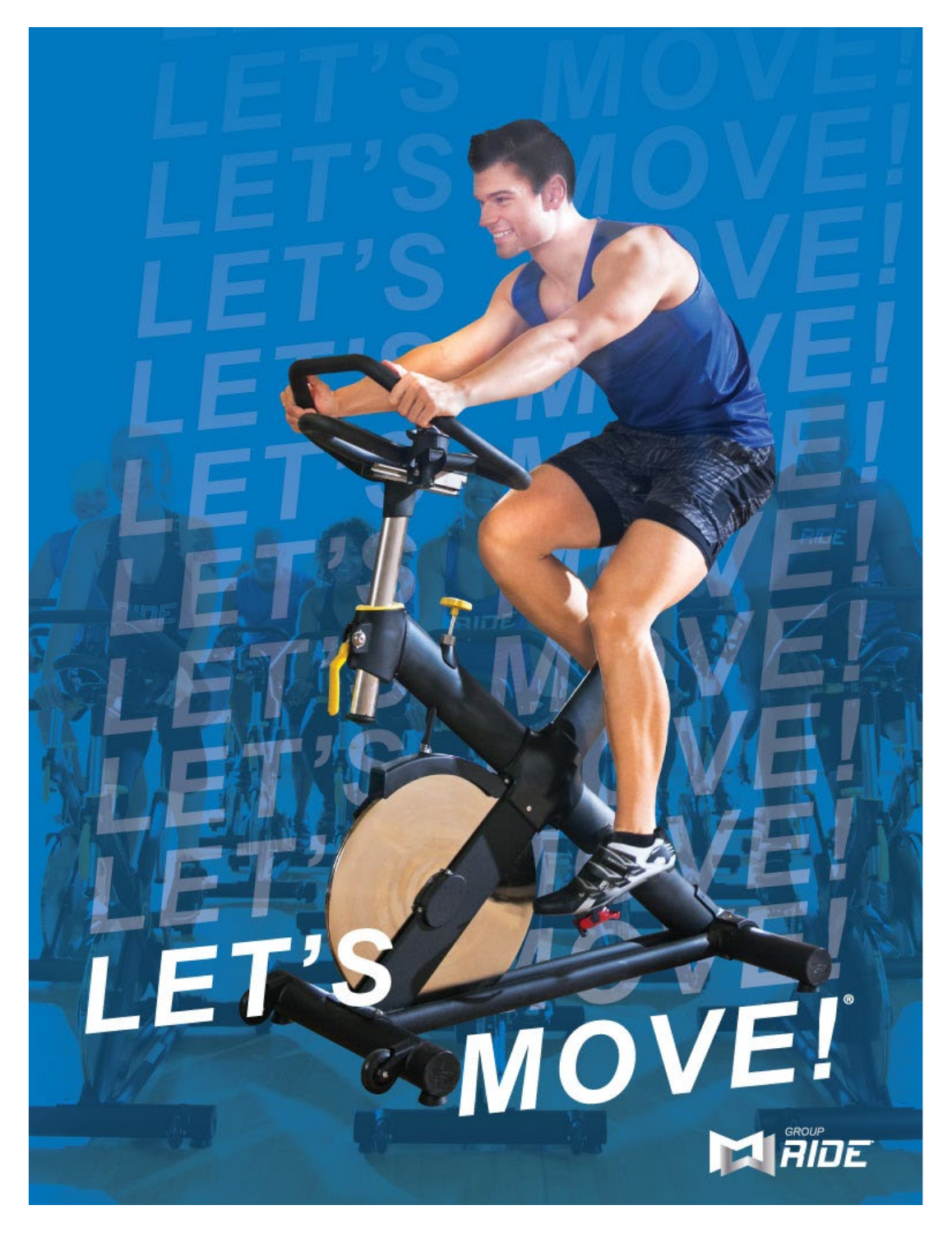# LET'S MOVE!®

GROUP RIDE